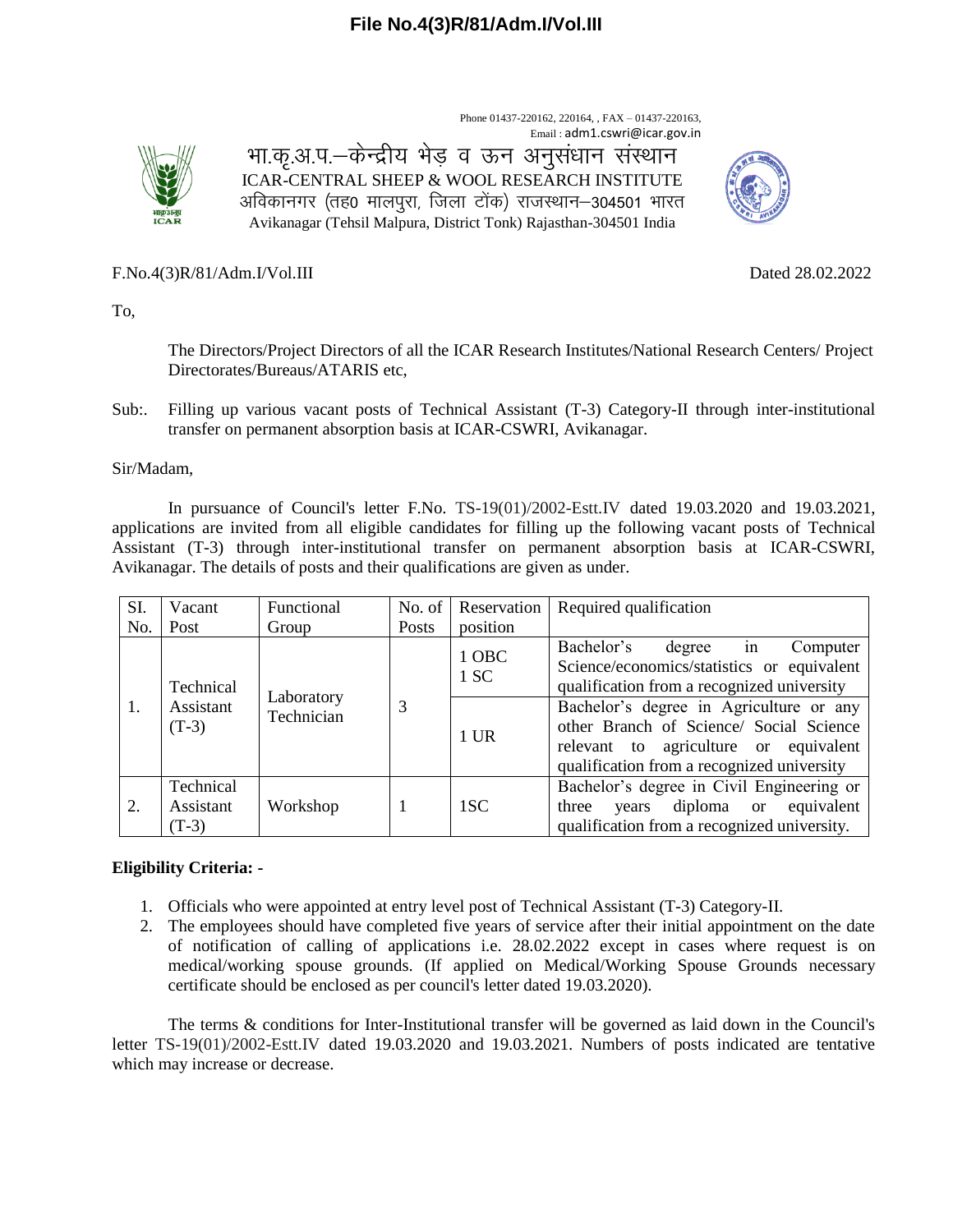**File No.4(3)R/81/Adm.I/Vol.III**

Phone 01437-220162, 220164, , FAX – 01437-220163,
Email : adm1.cswri@icar.gov.in

भा.कृ.अ.प.–केन्द्रीय भेड़ व ऊन अनुसंधान संस्थान
ICAR-CENTRAL SHEEP & WOOL RESEARCH INSTITUTE
अविकानगर (तह0 मालपुरा, जिला टोंक) राजस्थान–304501 भारत
Avikanagar (Tehsil Malpura, District Tonk) Rajasthan-304501 India

F.No.4(3)R/81/Adm.I/Vol.III Dated 28.02.2022

To,

The Directors/Project Directors of all the ICAR Research Institutes/National Research Centers/ Project Directorates/Bureaus/ATARIS etc,

Sub:. Filling up various vacant posts of Technical Assistant (T-3) Category-II through inter-institutional transfer on permanent absorption basis at ICAR-CSWRI, Avikanagar.

Sir/Madam,

In pursuance of Council's letter F.No. TS-19(01)/2002-Estt.IV dated 19.03.2020 and 19.03.2021, applications are invited from all eligible candidates for filling up the following vacant posts of Technical Assistant (T-3) through inter-institutional transfer on permanent absorption basis at ICAR-CSWRI, Avikanagar. The details of posts and their qualifications are given as under.

| SI. No. | Vacant Post | Functional Group | No. of Posts | Reservation position | Required qualification |
|---|---|---|---|---|---|
| 1. | Technical Assistant (T-3) | Laboratory Technician | 3 | 1 OBC<br>1 SC | Bachelor's degree in Computer Science/economics/statistics or equivalent qualification from a recognized university |
| | | | | 1 UR | Bachelor's degree in Agriculture or any other Branch of Science/ Social Science relevant to agriculture or equivalent qualification from a recognized university |
| 2. | Technical Assistant (T-3) | Workshop | 1 | 1SC | Bachelor's degree in Civil Engineering or three years diploma or equivalent qualification from a recognized university. |

**Eligibility Criteria: -**

1. Officials who were appointed at entry level post of Technical Assistant (T-3) Category-II.
2. The employees should have completed five years of service after their initial appointment on the date of notification of calling of applications i.e. 28.02.2022 except in cases where request is on medical/working spouse grounds. (If applied on Medical/Working Spouse Grounds necessary certificate should be enclosed as per council's letter dated 19.03.2020).

The terms & conditions for Inter-Institutional transfer will be governed as laid down in the Council's letter TS-19(01)/2002-Estt.IV dated 19.03.2020 and 19.03.2021. Numbers of posts indicated are tentative which may increase or decrease.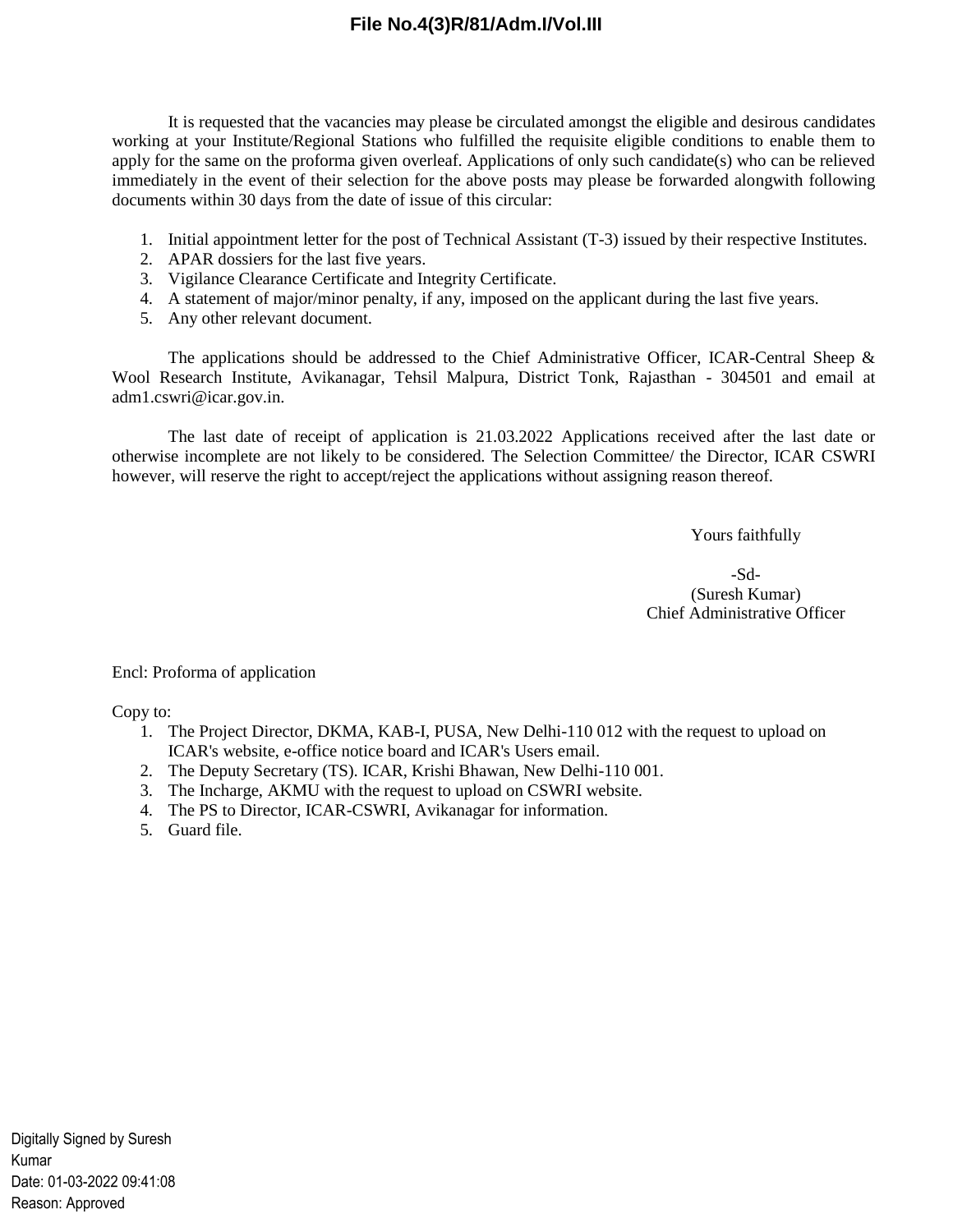File No.4(3)R/81/Adm.I/Vol.III

It is requested that the vacancies may please be circulated amongst the eligible and desirous candidates working at your Institute/Regional Stations who fulfilled the requisite eligible conditions to enable them to apply for the same on the proforma given overleaf. Applications of only such candidate(s) who can be relieved immediately in the event of their selection for the above posts may please be forwarded alongwith following documents within 30 days from the date of issue of this circular:

1. Initial appointment letter for the post of Technical Assistant (T-3) issued by their respective Institutes.
2. APAR dossiers for the last five years.
3. Vigilance Clearance Certificate and Integrity Certificate.
4. A statement of major/minor penalty, if any, imposed on the applicant during the last five years.
5. Any other relevant document.

The applications should be addressed to the Chief Administrative Officer, ICAR-Central Sheep & Wool Research Institute, Avikanagar, Tehsil Malpura, District Tonk, Rajasthan - 304501 and email at adm1.cswri@icar.gov.in.

The last date of receipt of application is 21.03.2022 Applications received after the last date or otherwise incomplete are not likely to be considered. The Selection Committee/ the Director, ICAR CSWRI however, will reserve the right to accept/reject the applications without assigning reason thereof.

Yours faithfully

-Sd-
(Suresh Kumar)
Chief Administrative Officer

Encl: Proforma of application

Copy to:

1. The Project Director, DKMA, KAB-I, PUSA, New Delhi-110 012 with the request to upload on ICAR's website, e-office notice board and ICAR's Users email.
2. The Deputy Secretary (TS). ICAR, Krishi Bhawan, New Delhi-110 001.
3. The Incharge, AKMU with the request to upload on CSWRI website.
4. The PS to Director, ICAR-CSWRI, Avikanagar for information.
5. Guard file.

Digitally Signed by Suresh Kumar
Date: 01-03-2022 09:41:08
Reason: Approved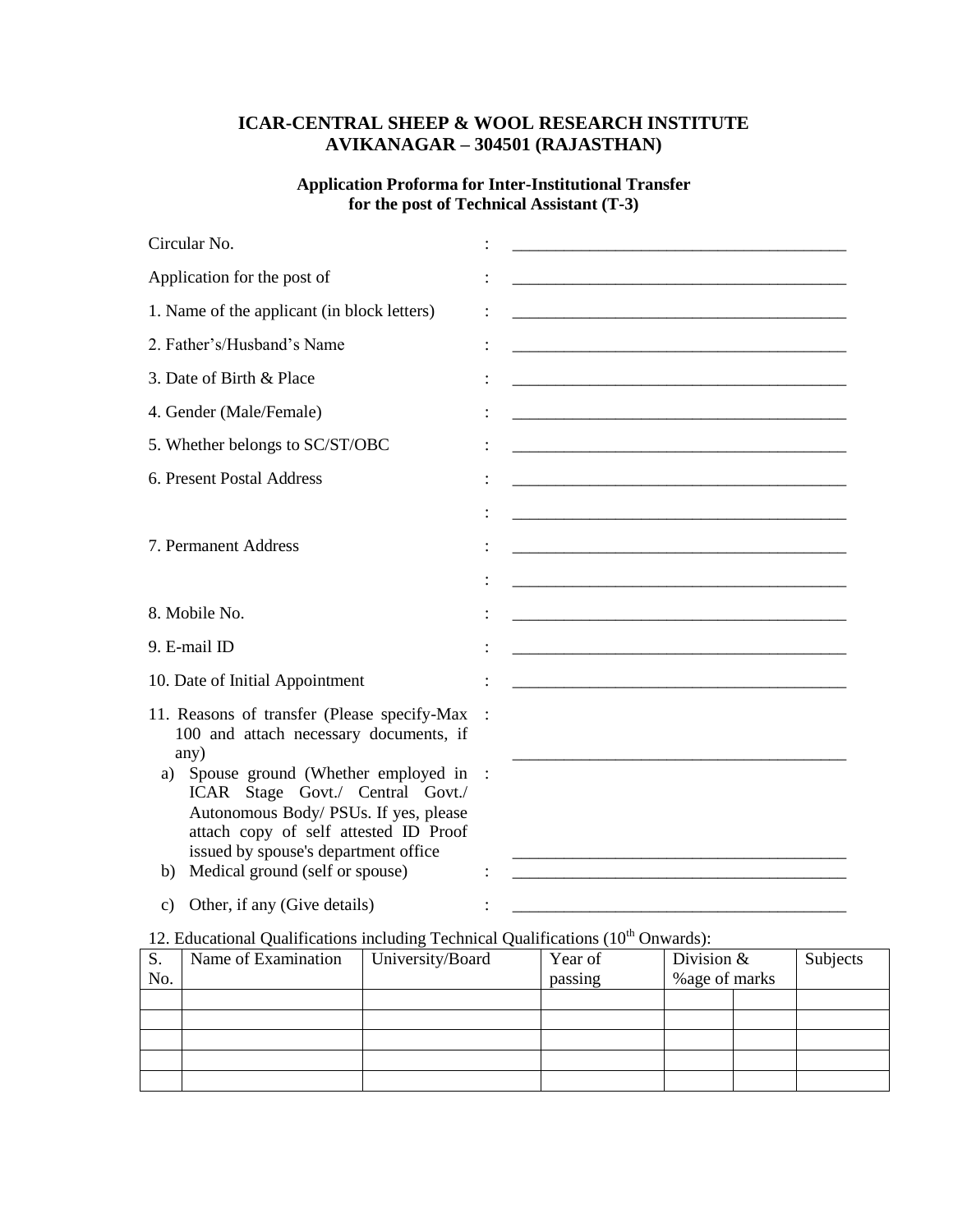# ICAR-CENTRAL SHEEP & WOOL RESEARCH INSTITUTE
# AVIKANAGAR – 304501 (RAJASTHAN)

**Application Proforma for Inter-Institutional Transfer for the post of Technical Assistant (T-3)**

Circular No. : ________________________________________

Application for the post of : ________________________________________

1. Name of the applicant (in block letters) : ________________________________________

2. Father's/Husband's Name : ________________________________________

3. Date of Birth & Place : ________________________________________

4. Gender (Male/Female) : ________________________________________

5. Whether belongs to SC/ST/OBC : ________________________________________

6. Present Postal Address : ________________________________________
 : ________________________________________

7. Permanent Address : ________________________________________
 : ________________________________________

8. Mobile No. : ________________________________________

9. E-mail ID : ________________________________________

10. Date of Initial Appointment : ________________________________________

11. Reasons of transfer (Please specify-Max 100 and attach necessary documents, if any) : ________________________________________

   a) Spouse ground (Whether employed in ICAR Stage Govt./ Central Govt./ Autonomous Body/ PSUs. If yes, please attach copy of self attested ID Proof issued by spouse's department office : ________________________________________

   b) Medical ground (self or spouse) : ________________________________________

   c) Other, if any (Give details) : ________________________________________

12. Educational Qualifications including Technical Qualifications (10th Onwards):

| S. No. | Name of Examination | University/Board | Year of passing | Division & %age of marks | | Subjects |
|---|---|---|---|---|---|---|
| | | | | | | |
| | | | | | | |
| | | | | | | |
| | | | | | | |
| | | | | | | |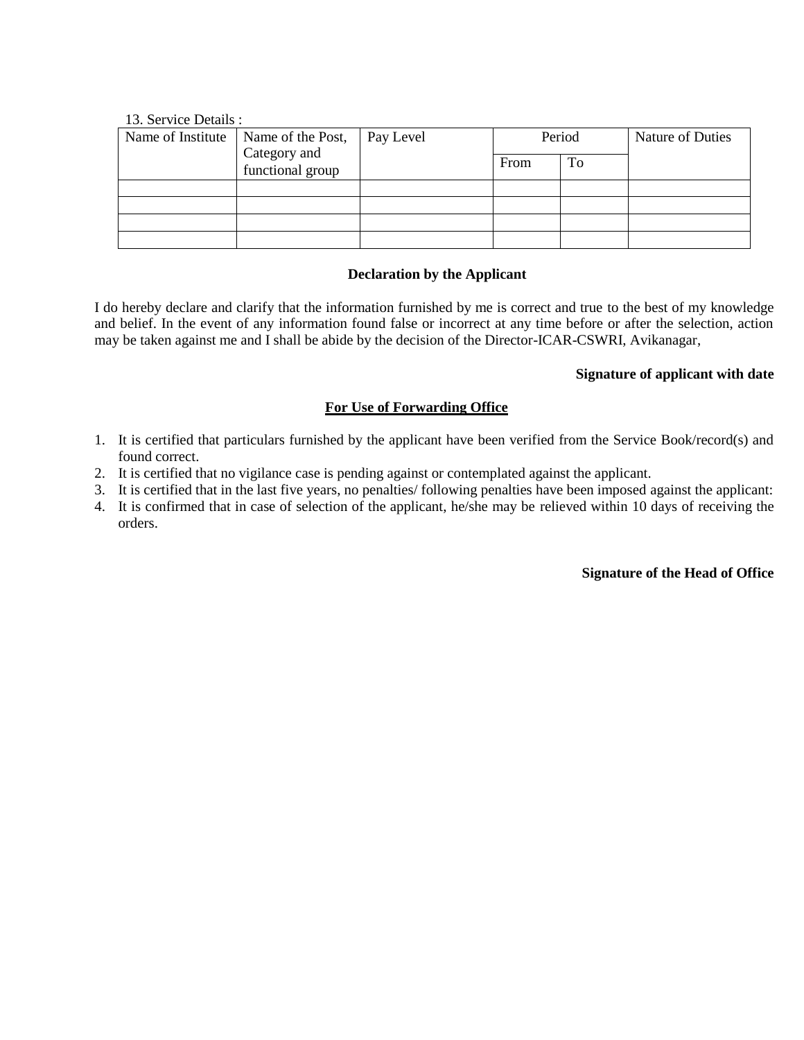13. Service Details :

| Name of Institute | Name of the Post, Category and functional group | Pay Level | Period | | Nature of Duties |
|---|---|---|---|---|---|
| | | | From | To | |
| | | | | | |
| | | | | | |
| | | | | | |
| | | | | | |

**Declaration by the Applicant**

I do hereby declare and clarify that the information furnished by me is correct and true to the best of my knowledge and belief. In the event of any information found false or incorrect at any time before or after the selection, action may be taken against me and I shall be abide by the decision of the Director-ICAR-CSWRI, Avikanagar,

**Signature of applicant with date**

**For Use of Forwarding Office**

1. It is certified that particulars furnished by the applicant have been verified from the Service Book/record(s) and found correct.
2. It is certified that no vigilance case is pending against or contemplated against the applicant.
3. It is certified that in the last five years, no penalties/ following penalties have been imposed against the applicant:
4. It is confirmed that in case of selection of the applicant, he/she may be relieved within 10 days of receiving the orders.

**Signature of the Head of Office**